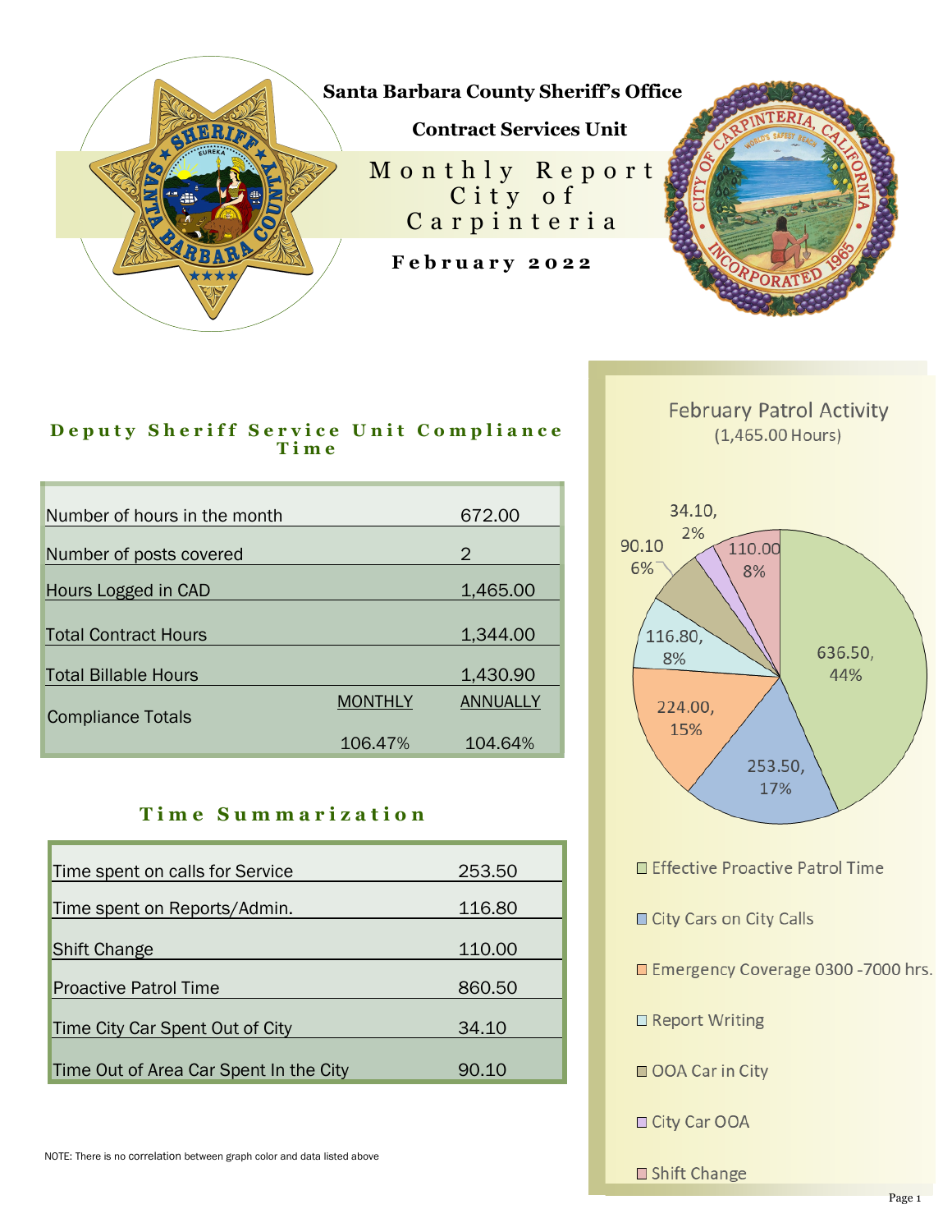# Santa Barbara County Sheriff's Office

## Contract Services Unit

## Monthly Report City of Carpinteria

**February 2022**

### Deputy Sheriff Service Unit Compliance Time

| | | |
|---|---|---|
| Number of hours in the month | | 672.00 |
| Number of posts covered | | 2 |
| Hours Logged in CAD | | 1,465.00 |
| Total Contract Hours | | 1,344.00 |
| Total Billable Hours | | 1,430.90 |
| Compliance Totals | MONTHLY | ANNUALLY |
| | 106.47% | 104.64% |

### Time Summarization

| | |
|---|---|
| Time spent on calls for Service | 253.50 |
| Time spent on Reports/Admin. | 116.80 |
| Shift Change | 110.00 |
| Proactive Patrol Time | 860.50 |
| Time City Car Spent Out of City | 34.10 |
| Time Out of Area Car Spent In the City | 90.10 |

### February Patrol Activity
(1,465.00 Hours)

| Category | Hours | % |
|---|---|---|
| Effective Proactive Patrol Time | 636.50 | 44% |
| City Cars on City Calls | 253.50 | 17% |
| Emergency Coverage 0300 -7000 hrs. | 224.00 | 15% |
| Report Writing | 116.80 | 8% |
| OOA Car in City | 90.10 | 6% |
| City Car OOA | 34.10 | 2% |
| Shift Change | 110.00 | 8% |

NOTE: There is no correlation between graph color and data listed above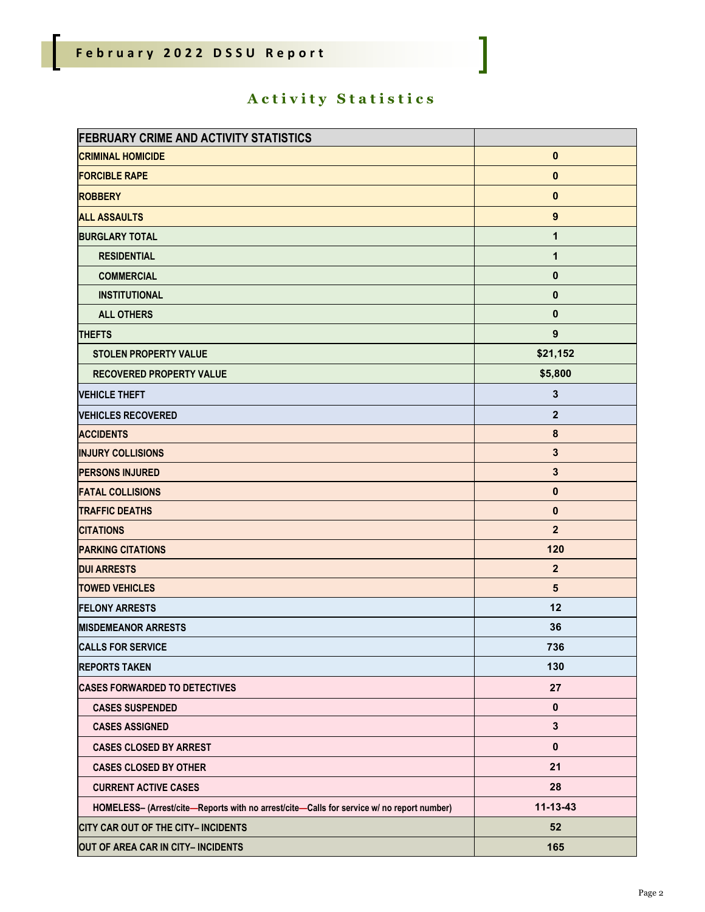## Activity Statistics

| FEBRUARY CRIME AND ACTIVITY STATISTICS | |
|---|---|
| CRIMINAL HOMICIDE | 0 |
| FORCIBLE RAPE | 0 |
| ROBBERY | 0 |
| ALL ASSAULTS | 9 |
| BURGLARY TOTAL | 1 |
| RESIDENTIAL | 1 |
| COMMERCIAL | 0 |
| INSTITUTIONAL | 0 |
| ALL OTHERS | 0 |
| THEFTS | 9 |
| STOLEN PROPERTY VALUE | $21,152 |
| RECOVERED PROPERTY VALUE | $5,800 |
| VEHICLE THEFT | 3 |
| VEHICLES RECOVERED | 2 |
| ACCIDENTS | 8 |
| INJURY COLLISIONS | 3 |
| PERSONS INJURED | 3 |
| FATAL COLLISIONS | 0 |
| TRAFFIC DEATHS | 0 |
| CITATIONS | 2 |
| PARKING CITATIONS | 120 |
| DUI ARRESTS | 2 |
| TOWED VEHICLES | 5 |
| FELONY ARRESTS | 12 |
| MISDEMEANOR ARRESTS | 36 |
| CALLS FOR SERVICE | 736 |
| REPORTS TAKEN | 130 |
| CASES FORWARDED TO DETECTIVES | 27 |
| CASES SUSPENDED | 0 |
| CASES ASSIGNED | 3 |
| CASES CLOSED BY ARREST | 0 |
| CASES CLOSED BY OTHER | 21 |
| CURRENT ACTIVE CASES | 28 |
| HOMELESS– (Arrest/cite—Reports with no arrest/cite—Calls for service w/ no report number) | 11-13-43 |
| CITY CAR OUT OF THE CITY– INCIDENTS | 52 |
| OUT OF AREA CAR IN CITY– INCIDENTS | 165 |